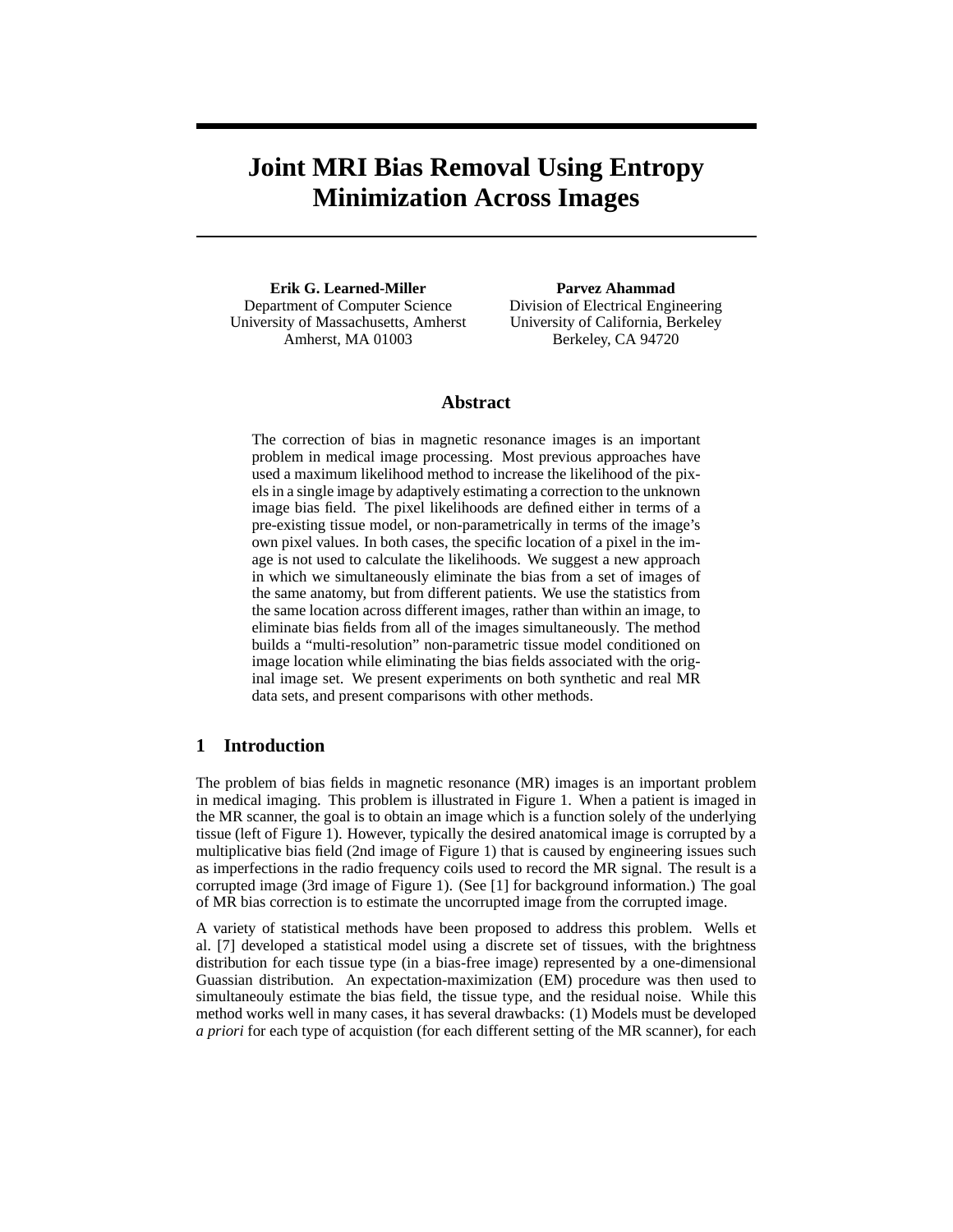# Joint MRI Bias Removal Using Entropy Minimization Across Images

**Erik G. Learned-Miller**
Department of Computer Science
University of Massachusetts, Amherst
Amherst, MA 01003

**Parvez Ahammad**
Division of Electrical Engineering
University of California, Berkeley
Berkeley, CA 94720

## Abstract

The correction of bias in magnetic resonance images is an important problem in medical image processing. Most previous approaches have used a maximum likelihood method to increase the likelihood of the pixels in a single image by adaptively estimating a correction to the unknown image bias field. The pixel likelihoods are defined either in terms of a pre-existing tissue model, or non-parametrically in terms of the image's own pixel values. In both cases, the specific location of a pixel in the image is not used to calculate the likelihoods. We suggest a new approach in which we simultaneously eliminate the bias from a set of images of the same anatomy, but from different patients. We use the statistics from the same location across different images, rather than within an image, to eliminate bias fields from all of the images simultaneously. The method builds a "multi-resolution" non-parametric tissue model conditioned on image location while eliminating the bias fields associated with the original image set. We present experiments on both synthetic and real MR data sets, and present comparisons with other methods.

## 1 Introduction

The problem of bias fields in magnetic resonance (MR) images is an important problem in medical imaging. This problem is illustrated in Figure 1. When a patient is imaged in the MR scanner, the goal is to obtain an image which is a function solely of the underlying tissue (left of Figure 1). However, typically the desired anatomical image is corrupted by a multiplicative bias field (2nd image of Figure 1) that is caused by engineering issues such as imperfections in the radio frequency coils used to record the MR signal. The result is a corrupted image (3rd image of Figure 1). (See [1] for background information.) The goal of MR bias correction is to estimate the uncorrupted image from the corrupted image.

A variety of statistical methods have been proposed to address this problem. Wells et al. [7] developed a statistical model using a discrete set of tissues, with the brightness distribution for each tissue type (in a bias-free image) represented by a one-dimensional Guassian distribution. An expectation-maximization (EM) procedure was then used to simultaneouly estimate the bias field, the tissue type, and the residual noise. While this method works well in many cases, it has several drawbacks: (1) Models must be developed *a priori* for each type of acquistion (for each different setting of the MR scanner), for each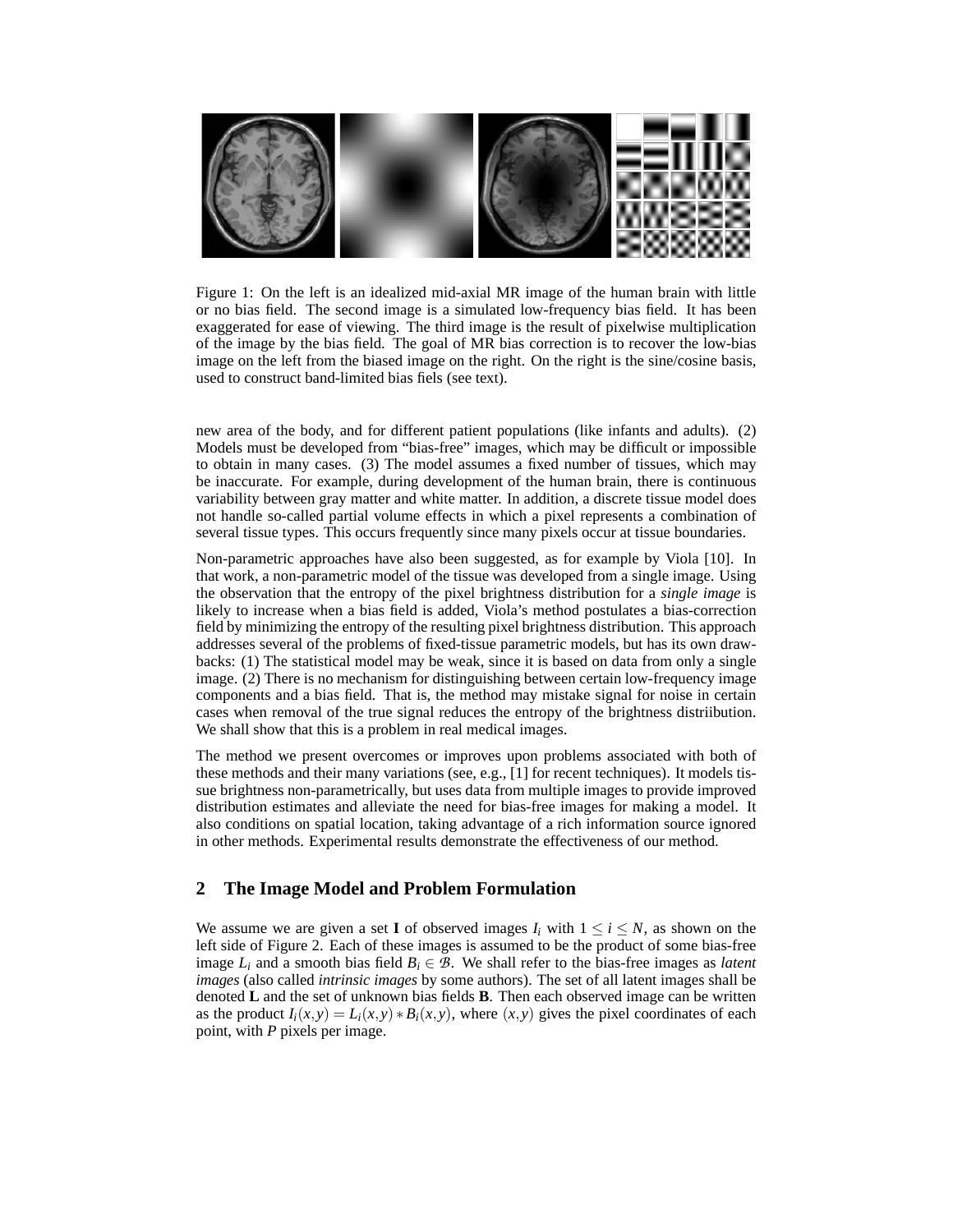Figure 1: On the left is an idealized mid-axial MR image of the human brain with little or no bias field. The second image is a simulated low-frequency bias field. It has been exaggerated for ease of viewing. The third image is the result of pixelwise multiplication of the image by the bias field. The goal of MR bias correction is to recover the low-bias image on the left from the biased image on the right. On the right is the sine/cosine basis, used to construct band-limited bias fiels (see text).

new area of the body, and for different patient populations (like infants and adults). (2) Models must be developed from "bias-free" images, which may be difficult or impossible to obtain in many cases. (3) The model assumes a fixed number of tissues, which may be inaccurate. For example, during development of the human brain, there is continuous variability between gray matter and white matter. In addition, a discrete tissue model does not handle so-called partial volume effects in which a pixel represents a combination of several tissue types. This occurs frequently since many pixels occur at tissue boundaries.

Non-parametric approaches have also been suggested, as for example by Viola [10]. In that work, a non-parametric model of the tissue was developed from a single image. Using the observation that the entropy of the pixel brightness distribution for a *single image* is likely to increase when a bias field is added, Viola's method postulates a bias-correction field by minimizing the entropy of the resulting pixel brightness distribution. This approach addresses several of the problems of fixed-tissue parametric models, but has its own drawbacks: (1) The statistical model may be weak, since it is based on data from only a single image. (2) There is no mechanism for distinguishing between certain low-frequency image components and a bias field. That is, the method may mistake signal for noise in certain cases when removal of the true signal reduces the entropy of the brightness distriibution. We shall show that this is a problem in real medical images.

The method we present overcomes or improves upon problems associated with both of these methods and their many variations (see, e.g., [1] for recent techniques). It models tissue brightness non-parametrically, but uses data from multiple images to provide improved distribution estimates and alleviate the need for bias-free images for making a model. It also conditions on spatial location, taking advantage of a rich information source ignored in other methods. Experimental results demonstrate the effectiveness of our method.

## 2 The Image Model and Problem Formulation

We assume we are given a set $\mathbf{I}$ of observed images $I_i$ with $1 \leq i \leq N$, as shown on the left side of Figure 2. Each of these images is assumed to be the product of some bias-free image $L_i$ and a smooth bias field $B_i \in \mathcal{B}$. We shall refer to the bias-free images as *latent images* (also called *intrinsic images* by some authors). The set of all latent images shall be denoted $\mathbf{L}$ and the set of unknown bias fields $\mathbf{B}$. Then each observed image can be written as the product $I_i(x,y) = L_i(x,y) * B_i(x,y)$, where $(x,y)$ gives the pixel coordinates of each point, with $P$ pixels per image.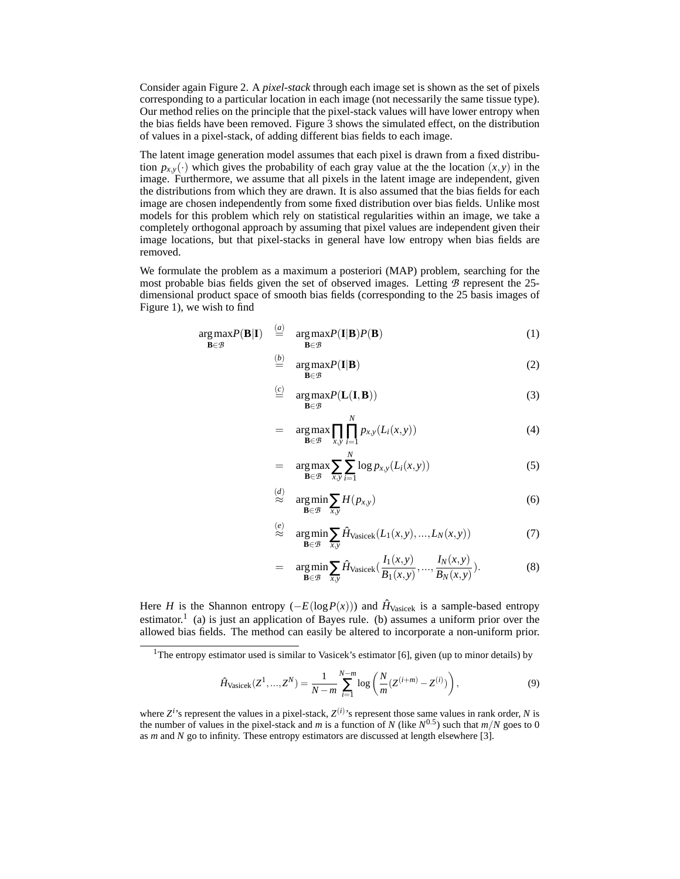Consider again Figure 2. A *pixel-stack* through each image set is shown as the set of pixels corresponding to a particular location in each image (not necessarily the same tissue type). Our method relies on the principle that the pixel-stack values will have lower entropy when the bias fields have been removed. Figure 3 shows the simulated effect, on the distribution of values in a pixel-stack, of adding different bias fields to each image.

The latent image generation model assumes that each pixel is drawn from a fixed distribution $p_{x,y}(\cdot)$ which gives the probability of each gray value at the the location $(x,y)$ in the image. Furthermore, we assume that all pixels in the latent image are independent, given the distributions from which they are drawn. It is also assumed that the bias fields for each image are chosen independently from some fixed distribution over bias fields. Unlike most models for this problem which rely on statistical regularities within an image, we take a completely orthogonal approach by assuming that pixel values are independent given their image locations, but that pixel-stacks in general have low entropy when bias fields are removed.

We formulate the problem as a maximum a posteriori (MAP) problem, searching for the most probable bias fields given the set of observed images. Letting $\mathcal{B}$ represent the 25-dimensional product space of smooth bias fields (corresponding to the 25 basis images of Figure 1), we wish to find

$$
\begin{aligned}
\arg\max_{\mathbf{B}\in\mathcal{B}} P(\mathbf{B}|\mathbf{I}) &\overset{(a)}{=} \arg\max_{\mathbf{B}\in\mathcal{B}} P(\mathbf{I}|\mathbf{B})P(\mathbf{B}) && (1)\\
&\overset{(b)}{=} \arg\max_{\mathbf{B}\in\mathcal{B}} P(\mathbf{I}|\mathbf{B}) && (2)\\
&\overset{(c)}{=} \arg\max_{\mathbf{B}\in\mathcal{B}} P(\mathbf{L}(\mathbf{I},\mathbf{B})) && (3)\\
&= \arg\max_{\mathbf{B}\in\mathcal{B}} \prod_{x,y}\prod_{i=1}^{N} p_{x,y}(L_i(x,y)) && (4)\\
&= \arg\max_{\mathbf{B}\in\mathcal{B}} \sum_{x,y}\sum_{i=1}^{N} \log p_{x,y}(L_i(x,y)) && (5)\\
&\overset{(d)}{\approx} \arg\min_{\mathbf{B}\in\mathcal{B}} \sum_{x,y} H(p_{x,y}) && (6)\\
&\overset{(e)}{\approx} \arg\min_{\mathbf{B}\in\mathcal{B}} \sum_{x,y} \hat{H}_{\text{Vasicek}}(L_1(x,y),\ldots,L_N(x,y)) && (7)\\
&= \arg\min_{\mathbf{B}\in\mathcal{B}} \sum_{x,y} \hat{H}_{\text{Vasicek}}\left(\frac{I_1(x,y)}{B_1(x,y)},\ldots,\frac{I_N(x,y)}{B_N(x,y)}\right). && (8)
\end{aligned}
$$

Here $H$ is the Shannon entropy ($-E(\log P(x))$) and $\hat{H}_{\text{Vasicek}}$ is a sample-based entropy estimator.[1] (a) is just an application of Bayes rule. (b) assumes a uniform prior over the allowed bias fields. The method can easily be altered to incorporate a non-uniform prior.

---

[1] The entropy estimator used is similar to Vasicek's estimator [6], given (up to minor details) by

$$
\hat{H}_{\text{Vasicek}}(Z^1,\ldots,Z^N) = \frac{1}{N-m}\sum_{i=1}^{N-m}\log\left(\frac{N}{m}(Z^{(i+m)} - Z^{(i)})\right), \qquad (9)
$$

where $Z^i$'s represent the values in a pixel-stack, $Z^{(i)}$'s represent those same values in rank order, $N$ is the number of values in the pixel-stack and $m$ is a function of $N$ (like $N^{0.5}$) such that $m/N$ goes to 0 as $m$ and $N$ go to infinity. These entropy estimators are discussed at length elsewhere [3].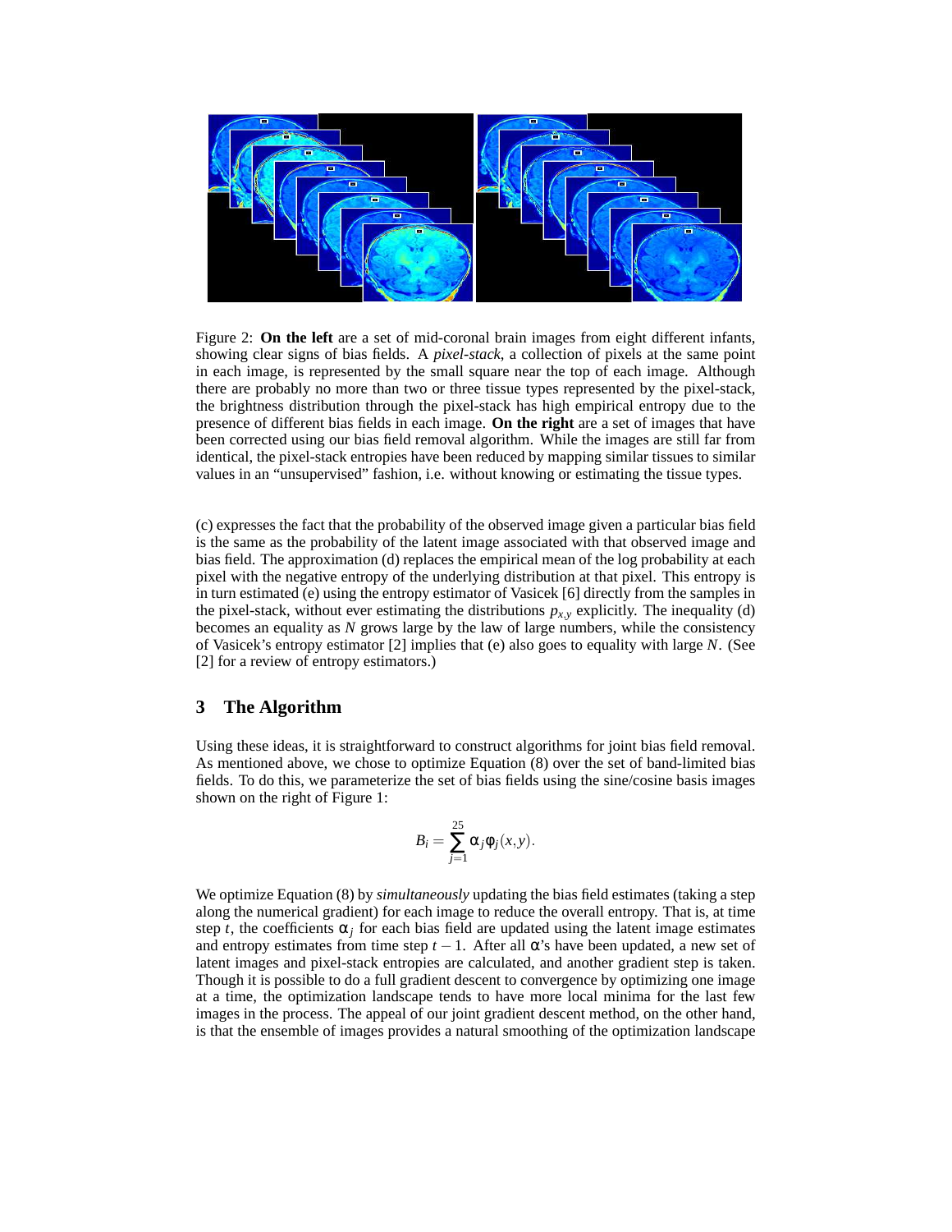Figure 2: **On the left** are a set of mid-coronal brain images from eight different infants, showing clear signs of bias fields. A *pixel-stack*, a collection of pixels at the same point in each image, is represented by the small square near the top of each image. Although there are probably no more than two or three tissue types represented by the pixel-stack, the brightness distribution through the pixel-stack has high empirical entropy due to the presence of different bias fields in each image. **On the right** are a set of images that have been corrected using our bias field removal algorithm. While the images are still far from identical, the pixel-stack entropies have been reduced by mapping similar tissues to similar values in an "unsupervised" fashion, i.e. without knowing or estimating the tissue types.

(c) expresses the fact that the probability of the observed image given a particular bias field is the same as the probability of the latent image associated with that observed image and bias field. The approximation (d) replaces the empirical mean of the log probability at each pixel with the negative entropy of the underlying distribution at that pixel. This entropy is in turn estimated (e) using the entropy estimator of Vasicek [6] directly from the samples in the pixel-stack, without ever estimating the distributions $p_{x,y}$ explicitly. The inequality (d) becomes an equality as $N$ grows large by the law of large numbers, while the consistency of Vasicek's entropy estimator [2] implies that (e) also goes to equality with large $N$. (See [2] for a review of entropy estimators.)

## 3 The Algorithm

Using these ideas, it is straightforward to construct algorithms for joint bias field removal. As mentioned above, we chose to optimize Equation (8) over the set of band-limited bias fields. To do this, we parameterize the set of bias fields using the sine/cosine basis images shown on the right of Figure 1:

$$B_i = \sum_{j=1}^{25} \alpha_j \phi_j(x,y).$$

We optimize Equation (8) by *simultaneously* updating the bias field estimates (taking a step along the numerical gradient) for each image to reduce the overall entropy. That is, at time step $t$, the coefficients $\alpha_j$ for each bias field are updated using the latent image estimates and entropy estimates from time step $t-1$. After all $\alpha$'s have been updated, a new set of latent images and pixel-stack entropies are calculated, and another gradient step is taken. Though it is possible to do a full gradient descent to convergence by optimizing one image at a time, the optimization landscape tends to have more local minima for the last few images in the process. The appeal of our joint gradient descent method, on the other hand, is that the ensemble of images provides a natural smoothing of the optimization landscape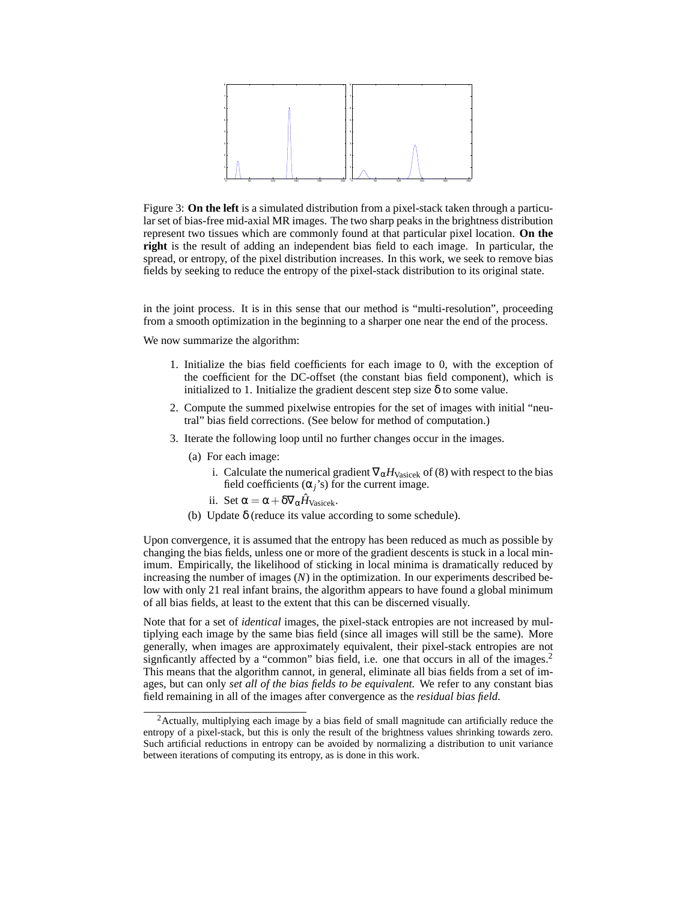Figure 3: **On the left** is a simulated distribution from a pixel-stack taken through a particular set of bias-free mid-axial MR images. The two sharp peaks in the brightness distribution represent two tissues which are commonly found at that particular pixel location. **On the right** is the result of adding an independent bias field to each image. In particular, the spread, or entropy, of the pixel distribution increases. In this work, we seek to remove bias fields by seeking to reduce the entropy of the pixel-stack distribution to its original state.

in the joint process. It is in this sense that our method is "multi-resolution", proceeding from a smooth optimization in the beginning to a sharper one near the end of the process.

We now summarize the algorithm:

1. Initialize the bias field coefficients for each image to 0, with the exception of the coefficient for the DC-offset (the constant bias field component), which is initialized to 1. Initialize the gradient descent step size $\delta$ to some value.
2. Compute the summed pixelwise entropies for the set of images with initial "neutral" bias field corrections. (See below for method of computation.)
3. Iterate the following loop until no further changes occur in the images.
   (a) For each image:
      i. Calculate the numerical gradient $\nabla_\alpha H_{\text{Vasicek}}$ of (8) with respect to the bias field coefficients ($\alpha_j$'s) for the current image.
      ii. Set $\alpha = \alpha + \delta \nabla_\alpha \hat{H}_{\text{Vasicek}}$.
   (b) Update $\delta$ (reduce its value according to some schedule).

Upon convergence, it is assumed that the entropy has been reduced as much as possible by changing the bias fields, unless one or more of the gradient descents is stuck in a local minimum. Empirically, the likelihood of sticking in local minima is dramatically reduced by increasing the number of images ($N$) in the optimization. In our experiments described below with only 21 real infant brains, the algorithm appears to have found a global minimum of all bias fields, at least to the extent that this can be discerned visually.

Note that for a set of *identical* images, the pixel-stack entropies are not increased by multiplying each image by the same bias field (since all images will still be the same). More generally, when images are approximately equivalent, their pixel-stack entropies are not signficantly affected by a "common" bias field, i.e. one that occurs in all of the images.[2] This means that the algorithm cannot, in general, eliminate all bias fields from a set of images, but can only *set all of the bias fields to be equivalent.* We refer to any constant bias field remaining in all of the images after convergence as the *residual bias field*.

[2] Actually, multiplying each image by a bias field of small magnitude can artificially reduce the entropy of a pixel-stack, but this is only the result of the brightness values shrinking towards zero. Such artificial reductions in entropy can be avoided by normalizing a distribution to unit variance between iterations of computing its entropy, as is done in this work.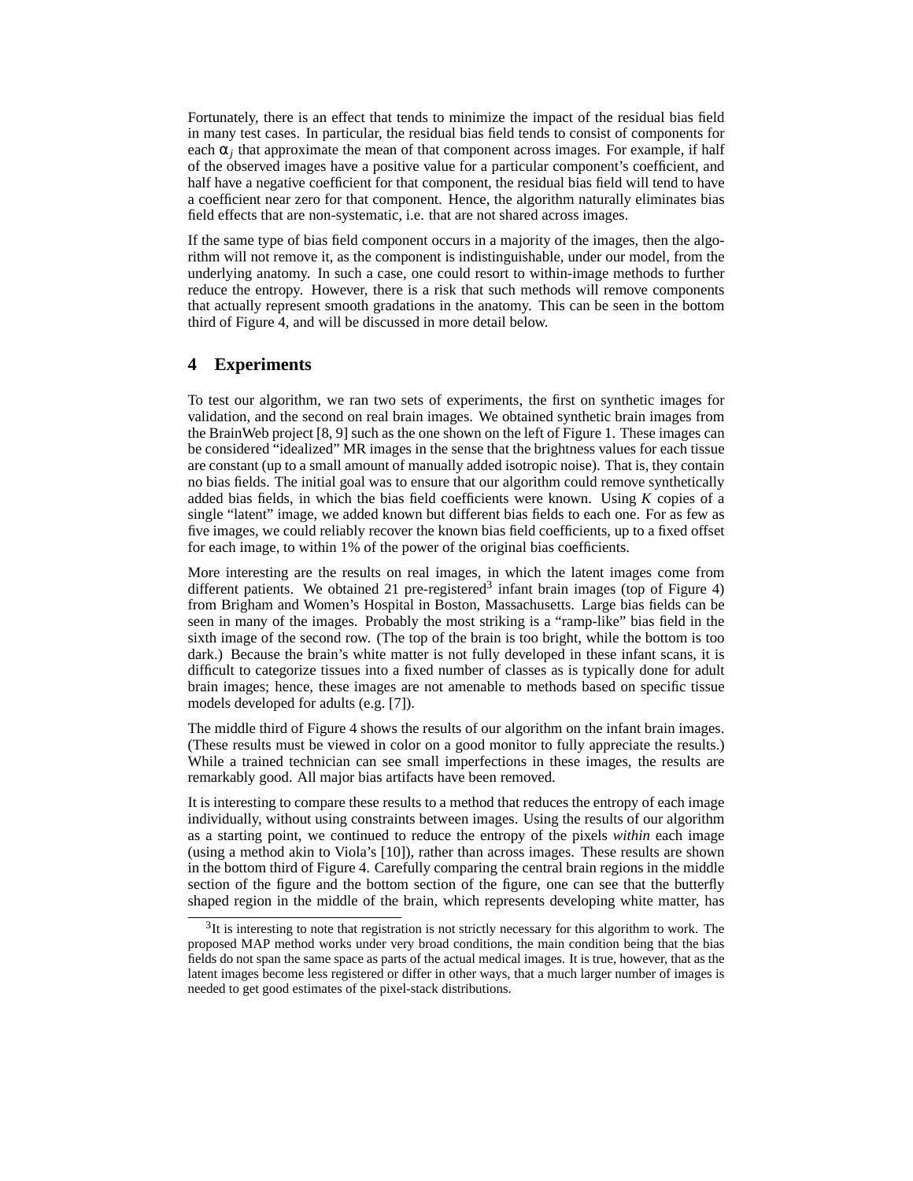Fortunately, there is an effect that tends to minimize the impact of the residual bias field in many test cases. In particular, the residual bias field tends to consist of components for each $\alpha_j$ that approximate the mean of that component across images. For example, if half of the observed images have a positive value for a particular component's coefficient, and half have a negative coefficient for that component, the residual bias field will tend to have a coefficient near zero for that component. Hence, the algorithm naturally eliminates bias field effects that are non-systematic, i.e. that are not shared across images.

If the same type of bias field component occurs in a majority of the images, then the algorithm will not remove it, as the component is indistinguishable, under our model, from the underlying anatomy. In such a case, one could resort to within-image methods to further reduce the entropy. However, there is a risk that such methods will remove components that actually represent smooth gradations in the anatomy. This can be seen in the bottom third of Figure 4, and will be discussed in more detail below.

## 4 Experiments

To test our algorithm, we ran two sets of experiments, the first on synthetic images for validation, and the second on real brain images. We obtained synthetic brain images from the BrainWeb project [8, 9] such as the one shown on the left of Figure 1. These images can be considered "idealized" MR images in the sense that the brightness values for each tissue are constant (up to a small amount of manually added isotropic noise). That is, they contain no bias fields. The initial goal was to ensure that our algorithm could remove synthetically added bias fields, in which the bias field coefficients were known. Using $K$ copies of a single "latent" image, we added known but different bias fields to each one. For as few as five images, we could reliably recover the known bias field coefficients, up to a fixed offset for each image, to within 1% of the power of the original bias coefficients.

More interesting are the results on real images, in which the latent images come from different patients. We obtained 21 pre-registered[3] infant brain images (top of Figure 4) from Brigham and Women's Hospital in Boston, Massachusetts. Large bias fields can be seen in many of the images. Probably the most striking is a "ramp-like" bias field in the sixth image of the second row. (The top of the brain is too bright, while the bottom is too dark.) Because the brain's white matter is not fully developed in these infant scans, it is difficult to categorize tissues into a fixed number of classes as is typically done for adult brain images; hence, these images are not amenable to methods based on specific tissue models developed for adults (e.g. [7]).

The middle third of Figure 4 shows the results of our algorithm on the infant brain images. (These results must be viewed in color on a good monitor to fully appreciate the results.) While a trained technician can see small imperfections in these images, the results are remarkably good. All major bias artifacts have been removed.

It is interesting to compare these results to a method that reduces the entropy of each image individually, without using constraints between images. Using the results of our algorithm as a starting point, we continued to reduce the entropy of the pixels *within* each image (using a method akin to Viola's [10]), rather than across images. These results are shown in the bottom third of Figure 4. Carefully comparing the central brain regions in the middle section of the figure and the bottom section of the figure, one can see that the butterfly shaped region in the middle of the brain, which represents developing white matter, has

[3] It is interesting to note that registration is not strictly necessary for this algorithm to work. The proposed MAP method works under very broad conditions, the main condition being that the bias fields do not span the same space as parts of the actual medical images. It is true, however, that as the latent images become less registered or differ in other ways, that a much larger number of images is needed to get good estimates of the pixel-stack distributions.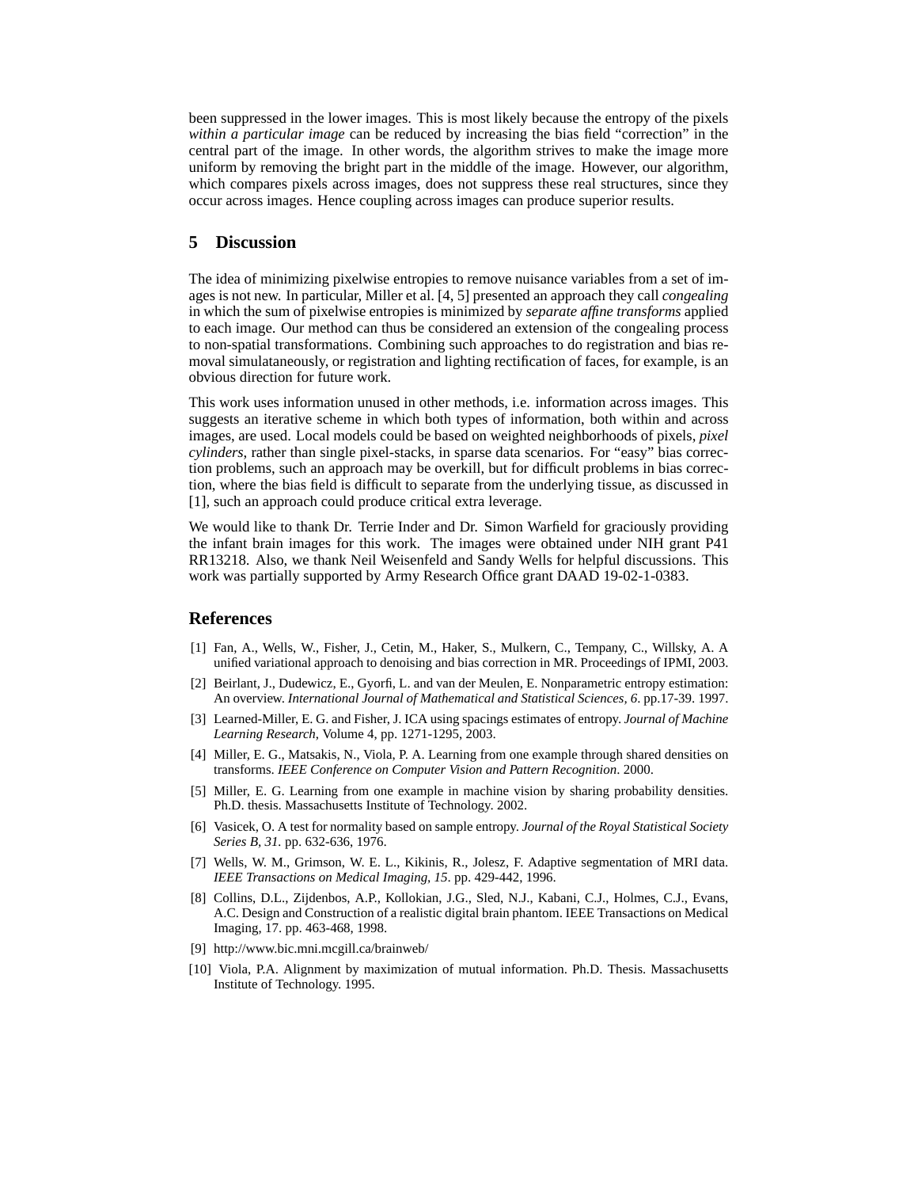been suppressed in the lower images. This is most likely because the entropy of the pixels *within a particular image* can be reduced by increasing the bias field "correction" in the central part of the image. In other words, the algorithm strives to make the image more uniform by removing the bright part in the middle of the image. However, our algorithm, which compares pixels across images, does not suppress these real structures, since they occur across images. Hence coupling across images can produce superior results.

## 5 Discussion

The idea of minimizing pixelwise entropies to remove nuisance variables from a set of images is not new. In particular, Miller et al. [4, 5] presented an approach they call *congealing* in which the sum of pixelwise entropies is minimized by *separate affine transforms* applied to each image. Our method can thus be considered an extension of the congealing process to non-spatial transformations. Combining such approaches to do registration and bias removal simulataneously, or registration and lighting rectification of faces, for example, is an obvious direction for future work.

This work uses information unused in other methods, i.e. information across images. This suggests an iterative scheme in which both types of information, both within and across images, are used. Local models could be based on weighted neighborhoods of pixels, *pixel cylinders*, rather than single pixel-stacks, in sparse data scenarios. For "easy" bias correction problems, such an approach may be overkill, but for difficult problems in bias correction, where the bias field is difficult to separate from the underlying tissue, as discussed in [1], such an approach could produce critical extra leverage.

We would like to thank Dr. Terrie Inder and Dr. Simon Warfield for graciously providing the infant brain images for this work. The images were obtained under NIH grant P41 RR13218. Also, we thank Neil Weisenfeld and Sandy Wells for helpful discussions. This work was partially supported by Army Research Office grant DAAD 19-02-1-0383.

## References

[1] Fan, A., Wells, W., Fisher, J., Cetin, M., Haker, S., Mulkern, C., Tempany, C., Willsky, A. A unified variational approach to denoising and bias correction in MR. Proceedings of IPMI, 2003.

[2] Beirlant, J., Dudewicz, E., Gyorfi, L. and van der Meulen, E. Nonparametric entropy estimation: An overview. *International Journal of Mathematical and Statistical Sciences, 6*. pp.17-39. 1997.

[3] Learned-Miller, E. G. and Fisher, J. ICA using spacings estimates of entropy. *Journal of Machine Learning Research*, Volume 4, pp. 1271-1295, 2003.

[4] Miller, E. G., Matsakis, N., Viola, P. A. Learning from one example through shared densities on transforms. *IEEE Conference on Computer Vision and Pattern Recognition*. 2000.

[5] Miller, E. G. Learning from one example in machine vision by sharing probability densities. Ph.D. thesis. Massachusetts Institute of Technology. 2002.

[6] Vasicek, O. A test for normality based on sample entropy. *Journal of the Royal Statistical Society Series B, 31*. pp. 632-636, 1976.

[7] Wells, W. M., Grimson, W. E. L., Kikinis, R., Jolesz, F. Adaptive segmentation of MRI data. *IEEE Transactions on Medical Imaging, 15*. pp. 429-442, 1996.

[8] Collins, D.L., Zijdenbos, A.P., Kollokian, J.G., Sled, N.J., Kabani, C.J., Holmes, C.J., Evans, A.C. Design and Construction of a realistic digital brain phantom. IEEE Transactions on Medical Imaging, 17. pp. 463-468, 1998.

[9] http://www.bic.mni.mcgill.ca/brainweb/

[10] Viola, P.A. Alignment by maximization of mutual information. Ph.D. Thesis. Massachusetts Institute of Technology. 1995.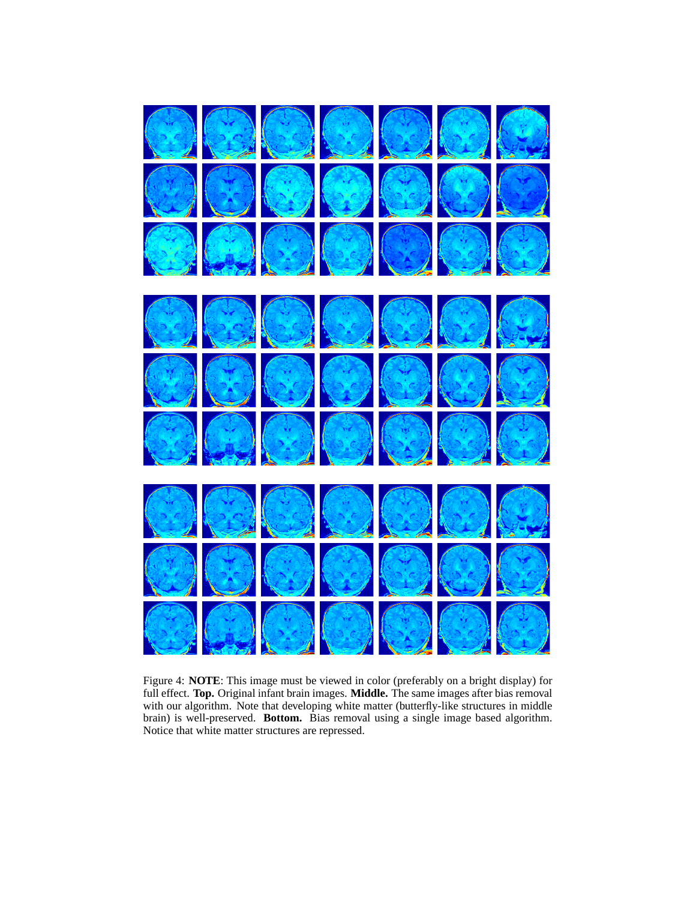Figure 4: **NOTE**: This image must be viewed in color (preferably on a bright display) for full effect. **Top.** Original infant brain images. **Middle.** The same images after bias removal with our algorithm. Note that developing white matter (butterfly-like structures in middle brain) is well-preserved. **Bottom.** Bias removal using a single image based algorithm. Notice that white matter structures are repressed.